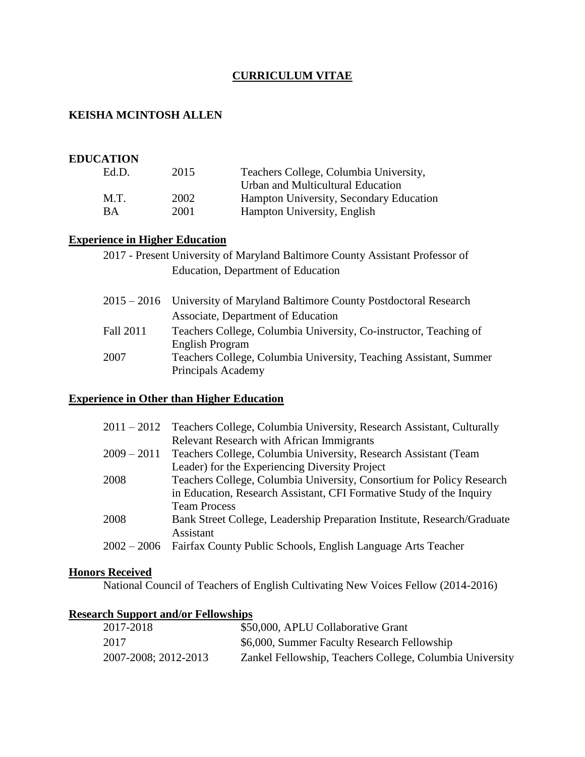# CURRICULUM VITAE

## KEISHA MCINTOSH ALLEN

## EDUCATION

| | | |
|---|---|---|
| Ed.D. | 2015 | Teachers College, Columbia University, Urban and Multicultural Education |
| M.T. | 2002 | Hampton University, Secondary Education |
| BA | 2001 | Hampton University, English |

## Experience in Higher Education

| | |
|---|---|
| 2017 - Present | University of Maryland Baltimore County Assistant Professor of Education, Department of Education |
| 2015 – 2016 | University of Maryland Baltimore County Postdoctoral Research Associate, Department of Education |
| Fall 2011 | Teachers College, Columbia University, Co-instructor, Teaching of English Program |
| 2007 | Teachers College, Columbia University, Teaching Assistant, Summer Principals Academy |

## Experience in Other than Higher Education

| | |
|---|---|
| 2011 – 2012 | Teachers College, Columbia University, Research Assistant, Culturally Relevant Research with African Immigrants |
| 2009 – 2011 | Teachers College, Columbia University, Research Assistant (Team Leader) for the Experiencing Diversity Project |
| 2008 | Teachers College, Columbia University, Consortium for Policy Research in Education, Research Assistant, CFI Formative Study of the Inquiry Team Process |
| 2008 | Bank Street College, Leadership Preparation Institute, Research/Graduate Assistant |
| 2002 – 2006 | Fairfax County Public Schools, English Language Arts Teacher |

## Honors Received

National Council of Teachers of English Cultivating New Voices Fellow (2014-2016)

## Research Support and/or Fellowships

| | |
|---|---|
| 2017-2018 | $50,000, APLU Collaborative Grant |
| 2017 | $6,000, Summer Faculty Research Fellowship |
| 2007-2008; 2012-2013 | Zankel Fellowship, Teachers College, Columbia University |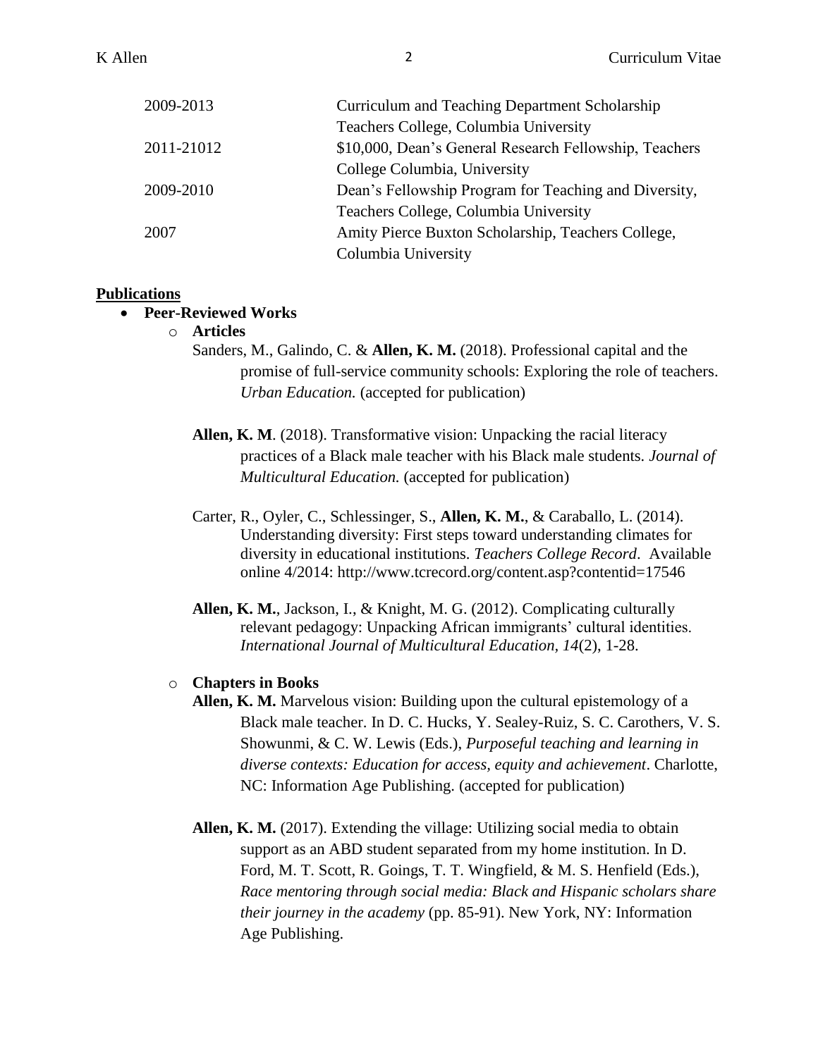| | |
|---|---|
| 2009-2013 | Curriculum and Teaching Department Scholarship Teachers College, Columbia University |
| 2011-21012 | $10,000, Dean's General Research Fellowship, Teachers College Columbia, University |
| 2009-2010 | Dean's Fellowship Program for Teaching and Diversity, Teachers College, Columbia University |
| 2007 | Amity Pierce Buxton Scholarship, Teachers College, Columbia University |

## Publications

- **Peer-Reviewed Works**
  - **Articles**

    Sanders, M., Galindo, C. & **Allen, K. M.** (2018). Professional capital and the promise of full-service community schools: Exploring the role of teachers. *Urban Education.* (accepted for publication)

    **Allen, K. M**. (2018). Transformative vision: Unpacking the racial literacy practices of a Black male teacher with his Black male students. *Journal of Multicultural Education.* (accepted for publication)

    Carter, R., Oyler, C., Schlessinger, S., **Allen, K. M.**, & Caraballo, L. (2014). Understanding diversity: First steps toward understanding climates for diversity in educational institutions. *Teachers College Record*. Available online 4/2014: http://www.tcrecord.org/content.asp?contentid=17546

    **Allen, K. M.**, Jackson, I., & Knight, M. G. (2012). Complicating culturally relevant pedagogy: Unpacking African immigrants' cultural identities. *International Journal of Multicultural Education*, *14*(2), 1-28.

  - **Chapters in Books**

    **Allen, K. M.** Marvelous vision: Building upon the cultural epistemology of a Black male teacher. In D. C. Hucks, Y. Sealey-Ruiz, S. C. Carothers, V. S. Showunmi, & C. W. Lewis (Eds.), *Purposeful teaching and learning in diverse contexts: Education for access, equity and achievement*. Charlotte, NC: Information Age Publishing. (accepted for publication)

    **Allen, K. M.** (2017). Extending the village: Utilizing social media to obtain support as an ABD student separated from my home institution. In D. Ford, M. T. Scott, R. Goings, T. T. Wingfield, & M. S. Henfield (Eds.), *Race mentoring through social media: Black and Hispanic scholars share their journey in the academy* (pp. 85-91). New York, NY: Information Age Publishing.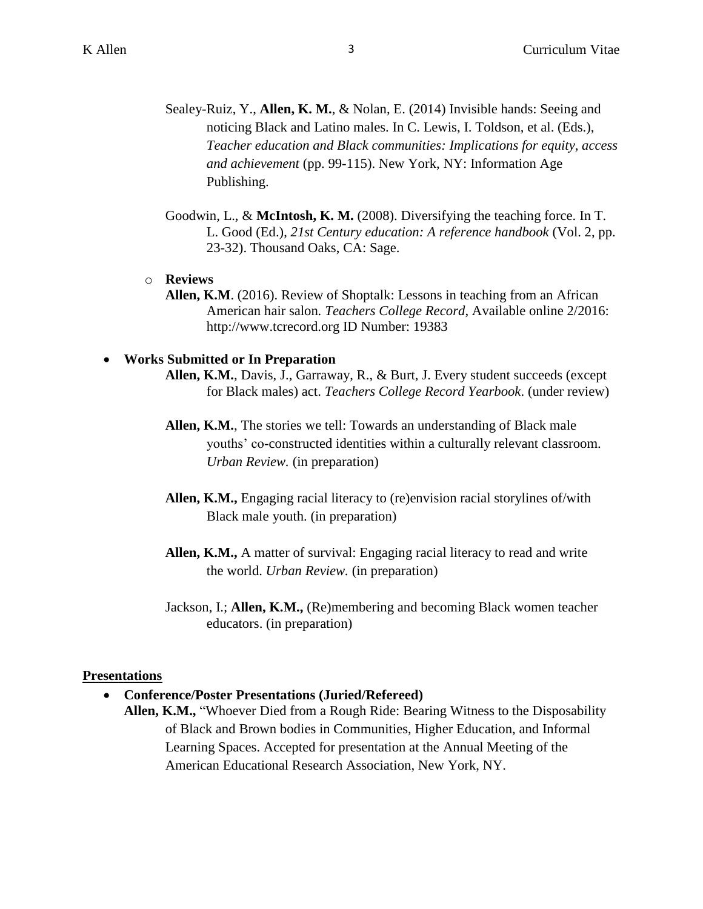Sealey-Ruiz, Y., **Allen, K. M.**, & Nolan, E. (2014) Invisible hands: Seeing and noticing Black and Latino males. In C. Lewis, I. Toldson, et al. (Eds.), *Teacher education and Black communities: Implications for equity, access and achievement* (pp. 99-115). New York, NY: Information Age Publishing.

Goodwin, L., & **McIntosh, K. M.** (2008). Diversifying the teaching force. In T. L. Good (Ed.), *21st Century education: A reference handbook* (Vol. 2, pp. 23-32). Thousand Oaks, CA: Sage.

- **Reviews**

  **Allen, K.M**. (2016). Review of Shoptalk: Lessons in teaching from an African American hair salon*. Teachers College Record*, Available online 2/2016: http://www.tcrecord.org ID Number: 19383

- **Works Submitted or In Preparation**

  **Allen, K.M.**, Davis, J., Garraway, R., & Burt, J. Every student succeeds (except for Black males) act. *Teachers College Record Yearbook*. (under review)

  **Allen, K.M.**, The stories we tell: Towards an understanding of Black male youths' co-constructed identities within a culturally relevant classroom. *Urban Review.* (in preparation)

  **Allen, K.M.,** Engaging racial literacy to (re)envision racial storylines of/with Black male youth. (in preparation)

  **Allen, K.M.,** A matter of survival: Engaging racial literacy to read and write the world. *Urban Review.* (in preparation)

  Jackson, I.; **Allen, K.M.,** (Re)membering and becoming Black women teacher educators. (in preparation)

## Presentations

- **Conference/Poster Presentations (Juried/Refereed)**

  **Allen, K.M.,** "Whoever Died from a Rough Ride: Bearing Witness to the Disposability of Black and Brown bodies in Communities, Higher Education, and Informal Learning Spaces. Accepted for presentation at the Annual Meeting of the American Educational Research Association, New York, NY.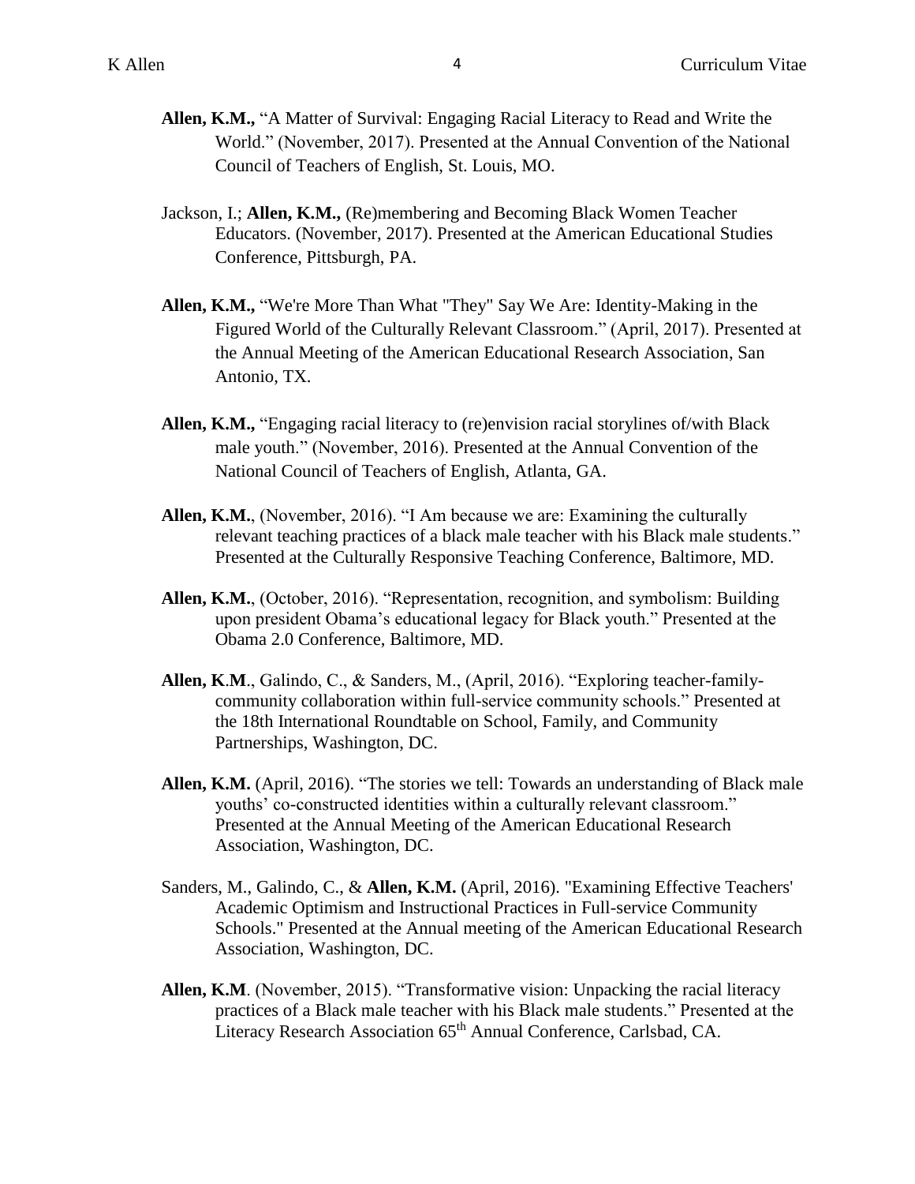**Allen, K.M.,** “A Matter of Survival: Engaging Racial Literacy to Read and Write the World.” (November, 2017). Presented at the Annual Convention of the National Council of Teachers of English, St. Louis, MO.

Jackson, I.; **Allen, K.M.,** (Re)membering and Becoming Black Women Teacher Educators. (November, 2017). Presented at the American Educational Studies Conference, Pittsburgh, PA.

**Allen, K.M.,** “We're More Than What "They" Say We Are: Identity-Making in the Figured World of the Culturally Relevant Classroom.” (April, 2017). Presented at the Annual Meeting of the American Educational Research Association, San Antonio, TX.

**Allen, K.M.,** “Engaging racial literacy to (re)envision racial storylines of/with Black male youth.” (November, 2016). Presented at the Annual Convention of the National Council of Teachers of English, Atlanta, GA.

**Allen, K.M.**, (November, 2016). “I Am because we are: Examining the culturally relevant teaching practices of a black male teacher with his Black male students.” Presented at the Culturally Responsive Teaching Conference, Baltimore, MD.

**Allen, K.M.**, (October, 2016). “Representation, recognition, and symbolism: Building upon president Obama’s educational legacy for Black youth.” Presented at the Obama 2.0 Conference, Baltimore, MD.

**Allen, K.M.**, Galindo, C., & Sanders, M., (April, 2016). “Exploring teacher-family-community collaboration within full-service community schools.” Presented at the 18th International Roundtable on School, Family, and Community Partnerships, Washington, DC.

**Allen, K.M.** (April, 2016). “The stories we tell: Towards an understanding of Black male youths’ co-constructed identities within a culturally relevant classroom.” Presented at the Annual Meeting of the American Educational Research Association, Washington, DC.

Sanders, M., Galindo, C., & **Allen, K.M.** (April, 2016). "Examining Effective Teachers' Academic Optimism and Instructional Practices in Full-service Community Schools." Presented at the Annual meeting of the American Educational Research Association, Washington, DC.

**Allen, K.M**. (November, 2015). “Transformative vision: Unpacking the racial literacy practices of a Black male teacher with his Black male students.” Presented at the Literacy Research Association 65th Annual Conference, Carlsbad, CA.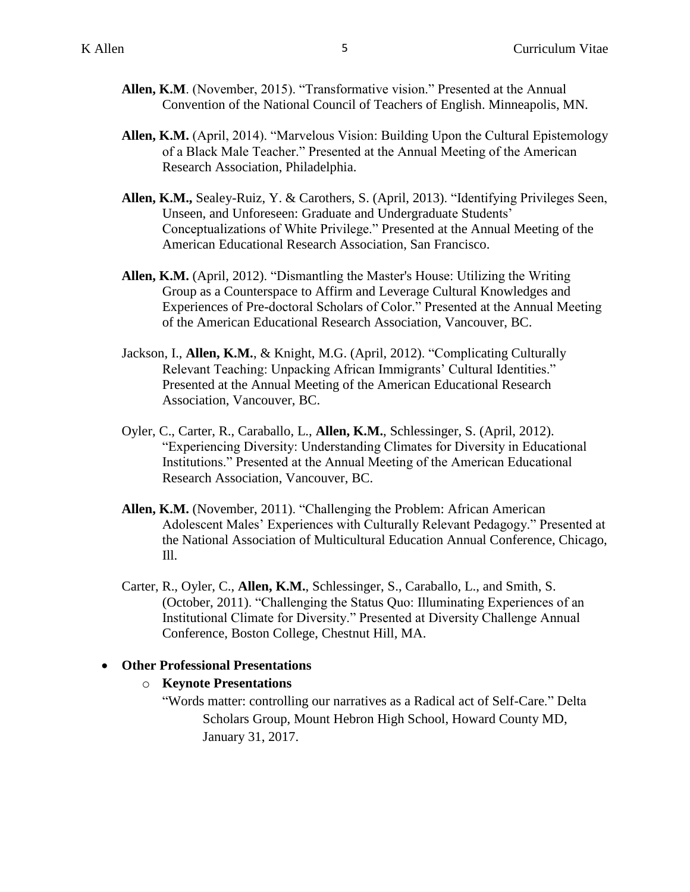**Allen, K.M**. (November, 2015). "Transformative vision." Presented at the Annual Convention of the National Council of Teachers of English. Minneapolis, MN.

**Allen, K.M.** (April, 2014). "Marvelous Vision: Building Upon the Cultural Epistemology of a Black Male Teacher." Presented at the Annual Meeting of the American Research Association, Philadelphia.

**Allen, K.M.,** Sealey-Ruiz, Y. & Carothers, S. (April, 2013). "Identifying Privileges Seen, Unseen, and Unforeseen: Graduate and Undergraduate Students' Conceptualizations of White Privilege." Presented at the Annual Meeting of the American Educational Research Association, San Francisco.

**Allen, K.M.** (April, 2012). "Dismantling the Master's House: Utilizing the Writing Group as a Counterspace to Affirm and Leverage Cultural Knowledges and Experiences of Pre-doctoral Scholars of Color." Presented at the Annual Meeting of the American Educational Research Association, Vancouver, BC.

Jackson, I., **Allen, K.M.**, & Knight, M.G. (April, 2012). "Complicating Culturally Relevant Teaching: Unpacking African Immigrants' Cultural Identities." Presented at the Annual Meeting of the American Educational Research Association, Vancouver, BC.

Oyler, C., Carter, R., Caraballo, L., **Allen, K.M.**, Schlessinger, S. (April, 2012). "Experiencing Diversity: Understanding Climates for Diversity in Educational Institutions." Presented at the Annual Meeting of the American Educational Research Association, Vancouver, BC.

**Allen, K.M.** (November, 2011). "Challenging the Problem: African American Adolescent Males' Experiences with Culturally Relevant Pedagogy." Presented at the National Association of Multicultural Education Annual Conference, Chicago, Ill.

Carter, R., Oyler, C., **Allen, K.M.**, Schlessinger, S., Caraballo, L., and Smith, S. (October, 2011). "Challenging the Status Quo: Illuminating Experiences of an Institutional Climate for Diversity." Presented at Diversity Challenge Annual Conference, Boston College, Chestnut Hill, MA.

- **Other Professional Presentations**
  - **Keynote Presentations**

    "Words matter: controlling our narratives as a Radical act of Self-Care." Delta Scholars Group, Mount Hebron High School, Howard County MD, January 31, 2017.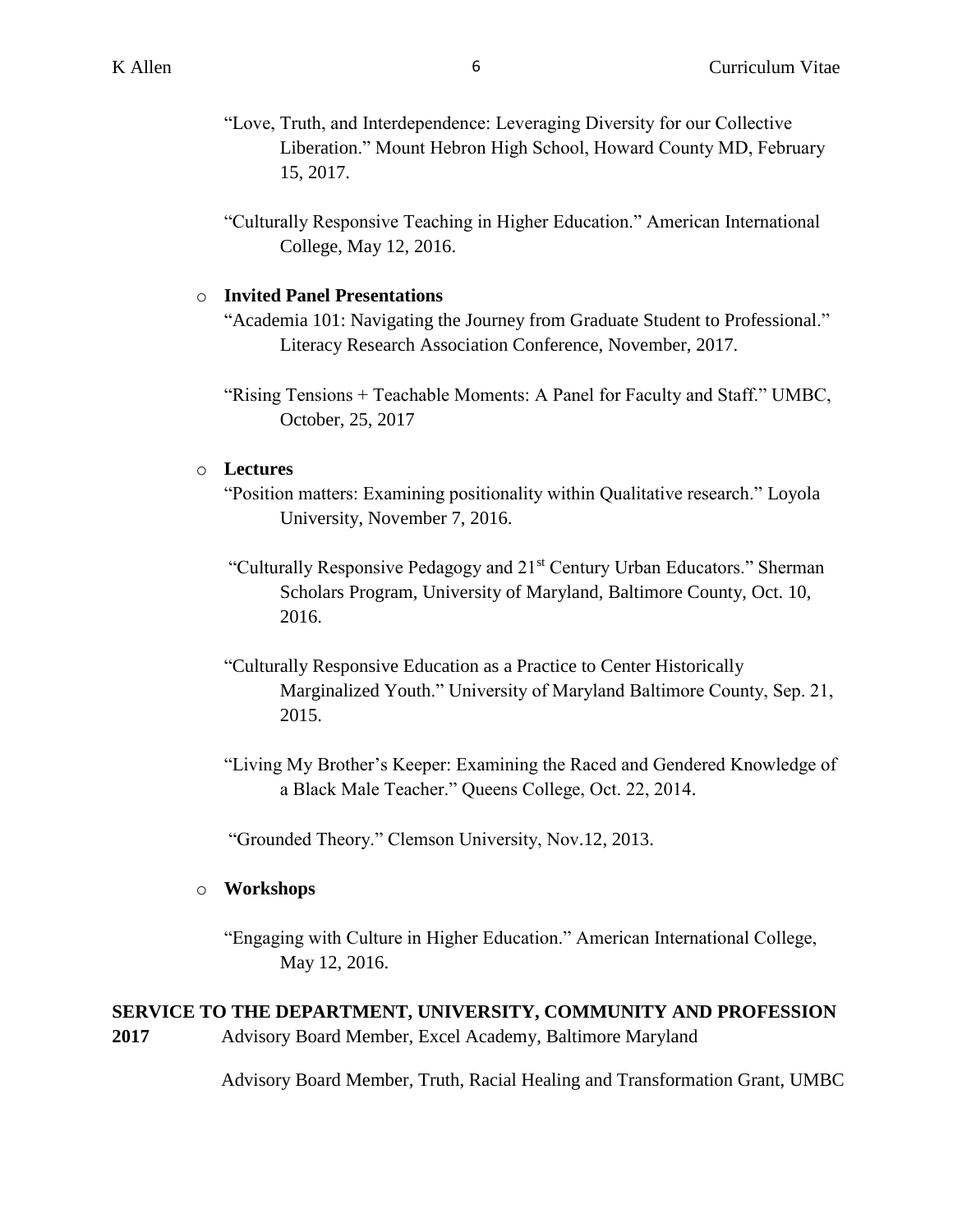"Love, Truth, and Interdependence: Leveraging Diversity for our Collective Liberation." Mount Hebron High School, Howard County MD, February 15, 2017.

"Culturally Responsive Teaching in Higher Education." American International College, May 12, 2016.

- **Invited Panel Presentations**

  "Academia 101: Navigating the Journey from Graduate Student to Professional." Literacy Research Association Conference, November, 2017.

  "Rising Tensions + Teachable Moments: A Panel for Faculty and Staff." UMBC, October, 25, 2017

- **Lectures**

  "Position matters: Examining positionality within Qualitative research." Loyola University, November 7, 2016.

  "Culturally Responsive Pedagogy and 21st Century Urban Educators." Sherman Scholars Program, University of Maryland, Baltimore County, Oct. 10, 2016.

  "Culturally Responsive Education as a Practice to Center Historically Marginalized Youth." University of Maryland Baltimore County, Sep. 21, 2015.

  "Living My Brother's Keeper: Examining the Raced and Gendered Knowledge of a Black Male Teacher." Queens College, Oct. 22, 2014.

  "Grounded Theory." Clemson University, Nov.12, 2013.

- **Workshops**

  "Engaging with Culture in Higher Education." American International College, May 12, 2016.

## SERVICE TO THE DEPARTMENT, UNIVERSITY, COMMUNITY AND PROFESSION

**2017** Advisory Board Member, Excel Academy, Baltimore Maryland

Advisory Board Member, Truth, Racial Healing and Transformation Grant, UMBC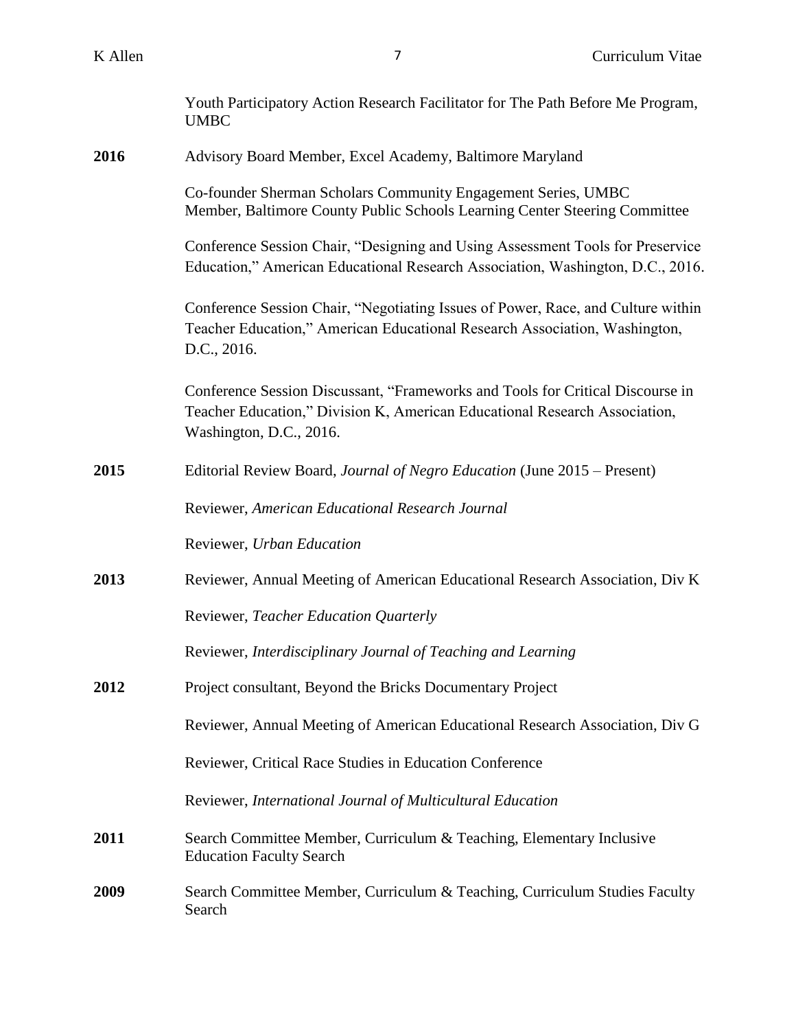Youth Participatory Action Research Facilitator for The Path Before Me Program, UMBC

**2016** Advisory Board Member, Excel Academy, Baltimore Maryland

Co-founder Sherman Scholars Community Engagement Series, UMBC
Member, Baltimore County Public Schools Learning Center Steering Committee

Conference Session Chair, "Designing and Using Assessment Tools for Preservice Education," American Educational Research Association, Washington, D.C., 2016.

Conference Session Chair, "Negotiating Issues of Power, Race, and Culture within Teacher Education," American Educational Research Association, Washington, D.C., 2016.

Conference Session Discussant, "Frameworks and Tools for Critical Discourse in Teacher Education," Division K, American Educational Research Association, Washington, D.C., 2016.

**2015** Editorial Review Board, *Journal of Negro Education* (June 2015 – Present)

Reviewer, *American Educational Research Journal*

Reviewer, *Urban Education*

**2013** Reviewer, Annual Meeting of American Educational Research Association, Div K

Reviewer, *Teacher Education Quarterly*

Reviewer, *Interdisciplinary Journal of Teaching and Learning*

**2012** Project consultant, Beyond the Bricks Documentary Project

Reviewer, Annual Meeting of American Educational Research Association, Div G

Reviewer, Critical Race Studies in Education Conference

Reviewer, *International Journal of Multicultural Education*

**2011** Search Committee Member, Curriculum & Teaching, Elementary Inclusive Education Faculty Search

**2009** Search Committee Member, Curriculum & Teaching, Curriculum Studies Faculty Search